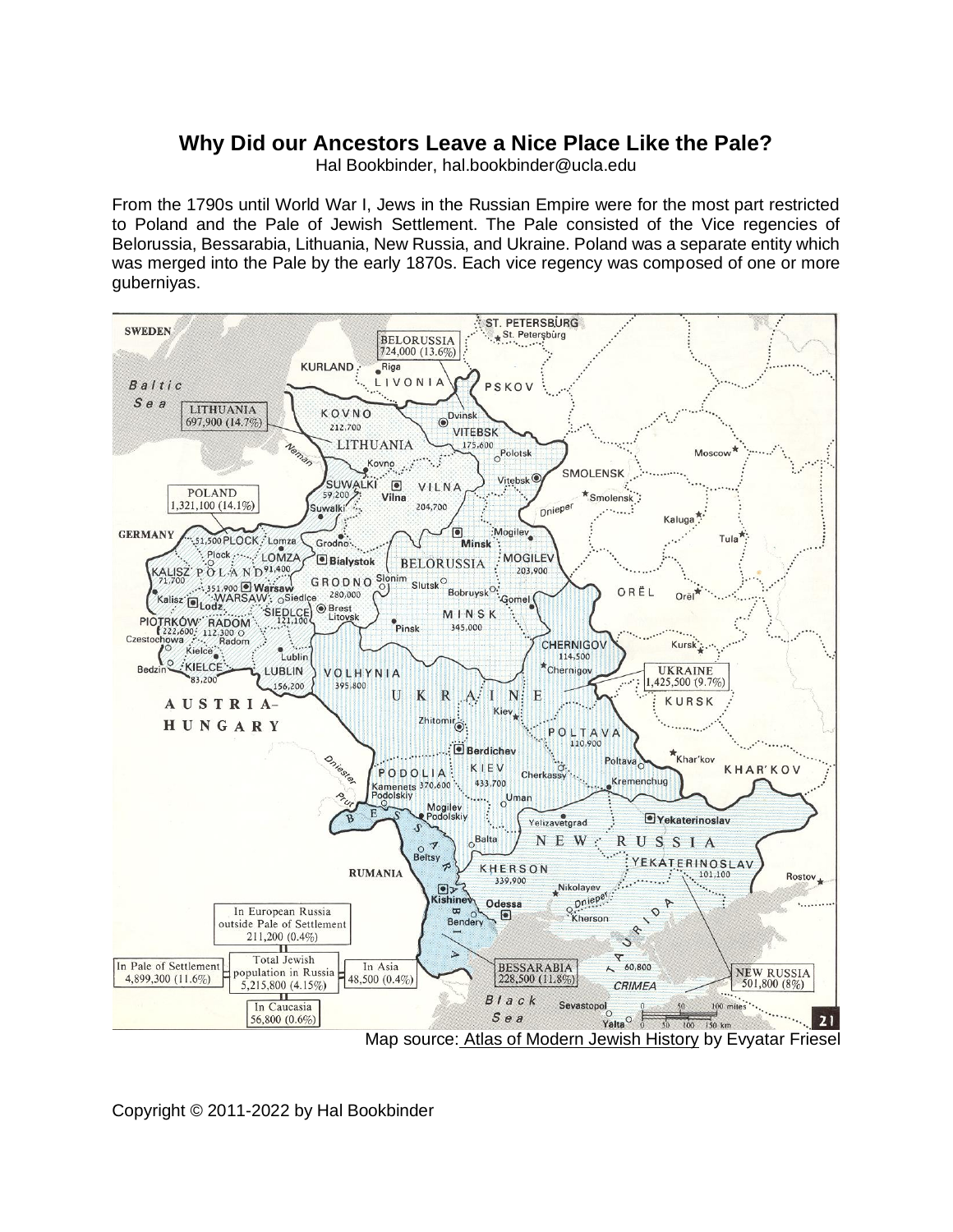# Why Did our Ancestors Leave a Nice Place Like the Pale?

Hal Bookbinder, hal.bookbinder@ucla.edu

From the 1790s until World War I, Jews in the Russian Empire were for the most part restricted to Poland and the Pale of Jewish Settlement. The Pale consisted of the Vice regencies of Belorussia, Bessarabia, Lithuania, New Russia, and Ukraine. Poland was a separate entity which was merged into the Pale by the early 1870s. Each vice regency was composed of one or more guberniyas.

Map source: Atlas of Modern Jewish History by Evyatar Friesel

Copyright © 2011-2022 by Hal Bookbinder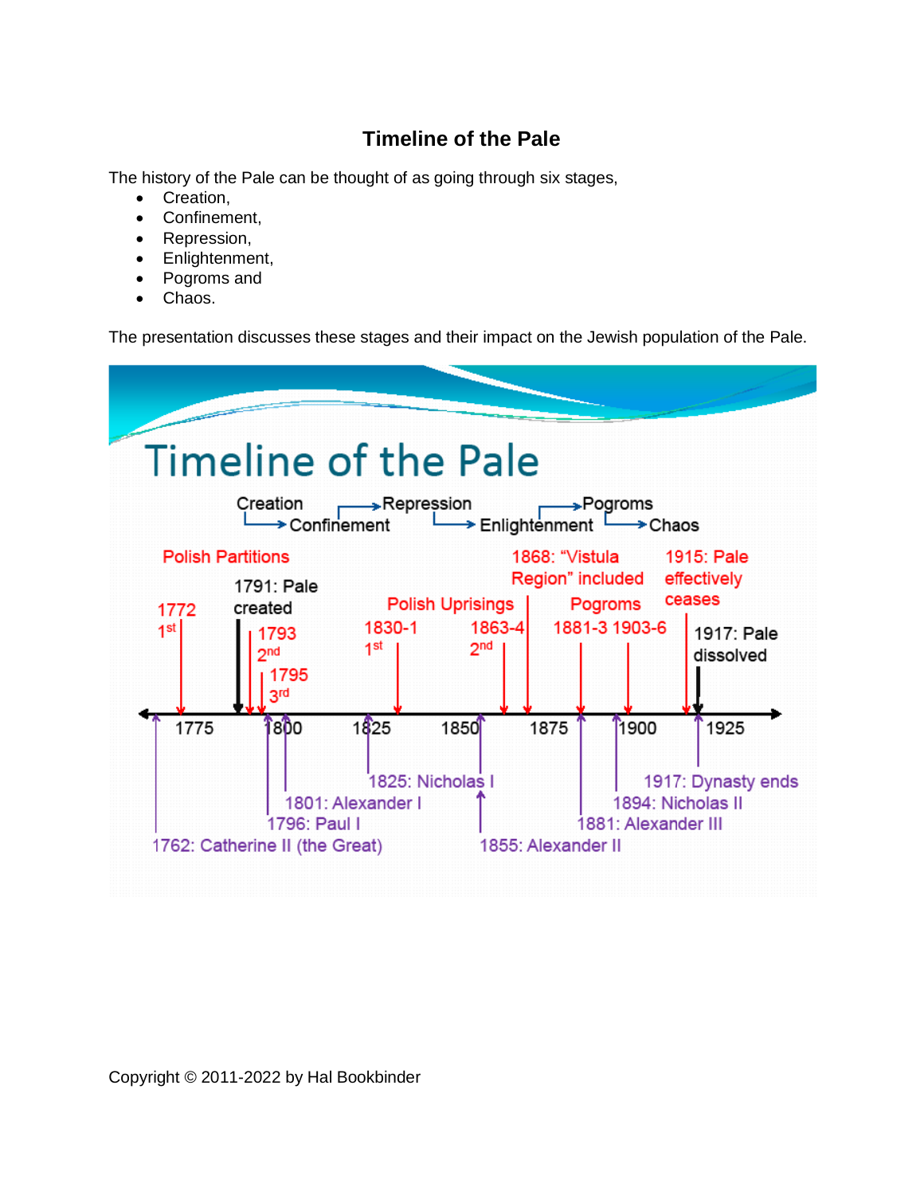## Timeline of the Pale

The history of the Pale can be thought of as going through six stages,

- Creation,
- Confinement,
- Repression,
- Enlightenment,
- Pogroms and
- Chaos.

The presentation discusses these stages and their impact on the Jewish population of the Pale.

# Timeline of the Pale

Creation → Confinement → Repression → Enlightenment → Pogroms → Chaos

**Polish Partitions**
- 1772 1st
- 1793 2nd
- 1795 3rd

1791: Pale created

**Polish Uprisings**
- 1830-1 1st
- 1863-4 2nd

1868: "Vistula Region" included

**Pogroms**
- 1881-3
- 1903-6

1915: Pale effectively ceases

1917: Pale dissolved

1775 — 1800 — 1825 — 1850 — 1875 — 1900 — 1925

- 1762: Catherine II (the Great)
- 1796: Paul I
- 1801: Alexander I
- 1825: Nicholas I
- 1855: Alexander II
- 1881: Alexander III
- 1894: Nicholas II
- 1917: Dynasty ends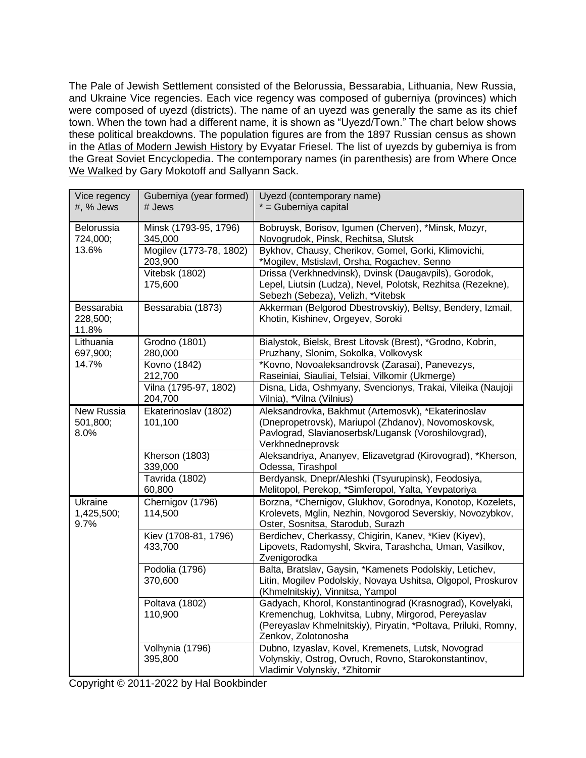The Pale of Jewish Settlement consisted of the Belorussia, Bessarabia, Lithuania, New Russia, and Ukraine Vice regencies. Each vice regency was composed of guberniya (provinces) which were composed of uyezd (districts). The name of an uyezd was generally the same as its chief town. When the town had a different name, it is shown as "Uyezd/Town." The chart below shows these political breakdowns. The population figures are from the 1897 Russian census as shown in the Atlas of Modern Jewish History by Evyatar Friesel. The list of uyezds by guberniya is from the Great Soviet Encyclopedia. The contemporary names (in parenthesis) are from Where Once We Walked by Gary Mokotoff and Sallyann Sack.

| Vice regency<br>#, % Jews | Guberniya (year formed)<br># Jews | Uyezd (contemporary name)<br>* = Guberniya capital |
|---|---|---|
| Belorussia<br>724,000;<br>13.6% | Minsk (1793-95, 1796)<br>345,000 | Bobruysk, Borisov, Igumen (Cherven), *Minsk, Mozyr, Novogrudok, Pinsk, Rechitsa, Slutsk |
| | Mogilev (1773-78, 1802)<br>203,900 | Bykhov, Chausy, Cherikov, Gomel, Gorki, Klimovichi, *Mogilev, Mstislavl, Orsha, Rogachev, Senno |
| | Vitebsk (1802)<br>175,600 | Drissa (Verkhnedvinsk), Dvinsk (Daugavpils), Gorodok, Lepel, Liutsin (Ludza), Nevel, Polotsk, Rezhitsa (Rezekne), Sebezh (Sebeza), Velizh, *Vitebsk |
| Bessarabia<br>228,500;<br>11.8% | Bessarabia (1873) | Akkerman (Belgorod Dbestrovskiy), Beltsy, Bendery, Izmail, Khotin, Kishinev, Orgeyev, Soroki |
| Lithuania<br>697,900;<br>14.7% | Grodno (1801)<br>280,000 | Bialystok, Bielsk, Brest Litovsk (Brest), *Grodno, Kobrin, Pruzhany, Slonim, Sokolka, Volkovysk |
| | Kovno (1842)<br>212,700 | *Kovno, Novoaleksandrovsk (Zarasai), Panevezys, Raseiniai, Siauliai, Telsiai, Vilkomir (Ukmerge) |
| | Vilna (1795-97, 1802)<br>204,700 | Disna, Lida, Oshmyany, Svencionys, Trakai, Vileika (Naujoji Vilnia), *Vilna (Vilnius) |
| New Russia<br>501,800;<br>8.0% | Ekaterinoslav (1802)<br>101,100 | Aleksandrovka, Bakhmut (Artemosvk), *Ekaterinoslav (Dnepropetrovsk), Mariupol (Zhdanov), Novomoskovsk, Pavlograd, Slavianoserbsk/Lugansk (Voroshilovgrad), Verkhnedneprovsk |
| | Kherson (1803)<br>339,000 | Aleksandriya, Ananyev, Elizavetgrad (Kirovograd), *Kherson, Odessa, Tirashpol |
| | Tavrida (1802)<br>60,800 | Berdyansk, Dnepr/Aleshki (Tsyurupinsk), Feodosiya, Melitopol, Perekop, *Simferopol, Yalta, Yevpatoriya |
| Ukraine<br>1,425,500;<br>9.7% | Chernigov (1796)<br>114,500 | Borzna, *Chernigov, Glukhov, Gorodnya, Konotop, Kozelets, Krolevets, Mglin, Nezhin, Novgorod Severskiy, Novozybkov, Oster, Sosnitsa, Starodub, Surazh |
| | Kiev (1708-81, 1796)<br>433,700 | Berdichev, Cherkassy, Chigirin, Kanev, *Kiev (Kiyev), Lipovets, Radomyshl, Skvira, Tarashcha, Uman, Vasilkov, Zvenigorodka |
| | Podolia (1796)<br>370,600 | Balta, Bratslav, Gaysin, *Kamenets Podolskiy, Letichev, Litin, Mogilev Podolskiy, Novaya Ushitsa, Olgopol, Proskurov (Khmelnitskiy), Vinnitsa, Yampol |
| | Poltava (1802)<br>110,900 | Gadyach, Khorol, Konstantinograd (Krasnograd), Kovelyaki, Kremenchug, Lokhvitsa, Lubny, Mirgorod, Pereyaslav (Pereyaslav Khmelnitskiy), Piryatin, *Poltava, Priluki, Romny, Zenkov, Zolotonosha |
| | Volhynia (1796)<br>395,800 | Dubno, Izyaslav, Kovel, Kremenets, Lutsk, Novograd Volynskiy, Ostrog, Ovruch, Rovno, Starokonstantinov, Vladimir Volynskiy, *Zhitomir |

Copyright © 2011-2022 by Hal Bookbinder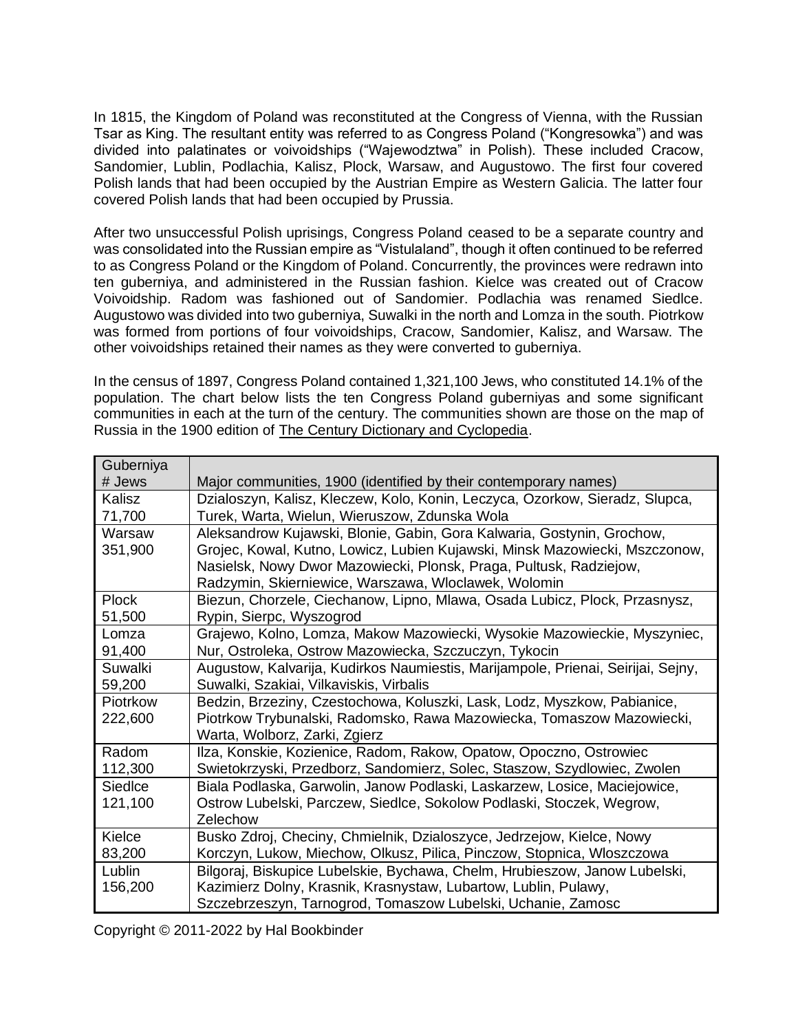In 1815, the Kingdom of Poland was reconstituted at the Congress of Vienna, with the Russian Tsar as King. The resultant entity was referred to as Congress Poland ("Kongresowka") and was divided into palatinates or voivoidships ("Wajewodztwa" in Polish). These included Cracow, Sandomier, Lublin, Podlachia, Kalisz, Plock, Warsaw, and Augustowo. The first four covered Polish lands that had been occupied by the Austrian Empire as Western Galicia. The latter four covered Polish lands that had been occupied by Prussia.

After two unsuccessful Polish uprisings, Congress Poland ceased to be a separate country and was consolidated into the Russian empire as "Vistulaland", though it often continued to be referred to as Congress Poland or the Kingdom of Poland. Concurrently, the provinces were redrawn into ten guberniya, and administered in the Russian fashion. Kielce was created out of Cracow Voivoidship. Radom was fashioned out of Sandomier. Podlachia was renamed Siedlce. Augustowo was divided into two guberniya, Suwalki in the north and Lomza in the south. Piotrkow was formed from portions of four voivoidships, Cracow, Sandomier, Kalisz, and Warsaw. The other voivoidships retained their names as they were converted to guberniya.

In the census of 1897, Congress Poland contained 1,321,100 Jews, who constituted 14.1% of the population. The chart below lists the ten Congress Poland guberniyas and some significant communities in each at the turn of the century. The communities shown are those on the map of Russia in the 1900 edition of The Century Dictionary and Cyclopedia.

| Guberniya # Jews | Major communities, 1900 (identified by their contemporary names) |
|---|---|
| Kalisz 71,700 | Dzialoszyn, Kalisz, Kleczew, Kolo, Konin, Leczyca, Ozorkow, Sieradz, Slupca, Turek, Warta, Wielun, Wieruszow, Zdunska Wola |
| Warsaw 351,900 | Aleksandrow Kujawski, Blonie, Gabin, Gora Kalwaria, Gostynin, Grochow, Grojec, Kowal, Kutno, Lowicz, Lubien Kujawski, Minsk Mazowiecki, Mszczonow, Nasielsk, Nowy Dwor Mazowiecki, Plonsk, Praga, Pultusk, Radziejow, Radzymin, Skierniewice, Warszawa, Wloclawek, Wolomin |
| Plock 51,500 | Biezun, Chorzele, Ciechanow, Lipno, Mlawa, Osada Lubicz, Plock, Przasnysz, Rypin, Sierpc, Wyszogrod |
| Lomza 91,400 | Grajewo, Kolno, Lomza, Makow Mazowiecki, Wysokie Mazowieckie, Myszyniec, Nur, Ostroleka, Ostrow Mazowiecka, Szczuczyn, Tykocin |
| Suwalki 59,200 | Augustow, Kalvarija, Kudirkos Naumiestis, Marijampole, Prienai, Seirijai, Sejny, Suwalki, Szakiai, Vilkaviskis, Virbalis |
| Piotrkow 222,600 | Bedzin, Brzeziny, Czestochowa, Koluszki, Lask, Lodz, Myszkow, Pabianice, Piotrkow Trybunalski, Radomsko, Rawa Mazowiecka, Tomaszow Mazowiecki, Warta, Wolborz, Zarki, Zgierz |
| Radom 112,300 | Ilza, Konskie, Kozienice, Radom, Rakow, Opatow, Opoczno, Ostrowiec Swietokrzyski, Przedborz, Sandomierz, Solec, Staszow, Szydlowiec, Zwolen |
| Siedlce 121,100 | Biala Podlaska, Garwolin, Janow Podlaski, Laskarzew, Losice, Maciejowice, Ostrow Lubelski, Parczew, Siedlce, Sokolow Podlaski, Stoczek, Wegrow, Zelechow |
| Kielce 83,200 | Busko Zdroj, Checiny, Chmielnik, Dzialoszyce, Jedrzejow, Kielce, Nowy Korczyn, Lukow, Miechow, Olkusz, Pilica, Pinczow, Stopnica, Wloszczowa |
| Lublin 156,200 | Bilgoraj, Biskupice Lubelskie, Bychawa, Chelm, Hrubieszow, Janow Lubelski, Kazimierz Dolny, Krasnik, Krasnystaw, Lubartow, Lublin, Pulawy, Szczebrzeszyn, Tarnogrod, Tomaszow Lubelski, Uchanie, Zamosc |

Copyright © 2011-2022 by Hal Bookbinder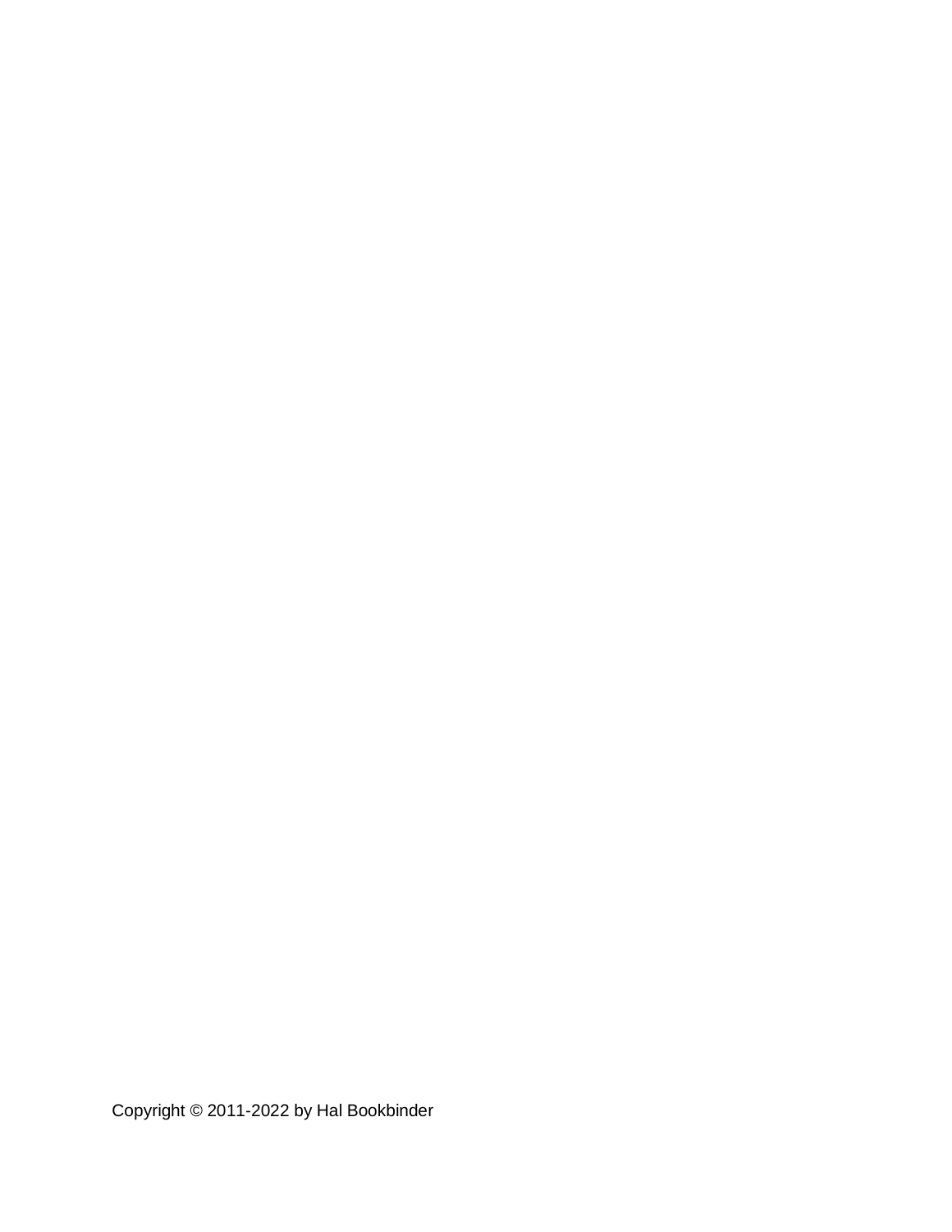Copyright © 2011-2022 by Hal Bookbinder